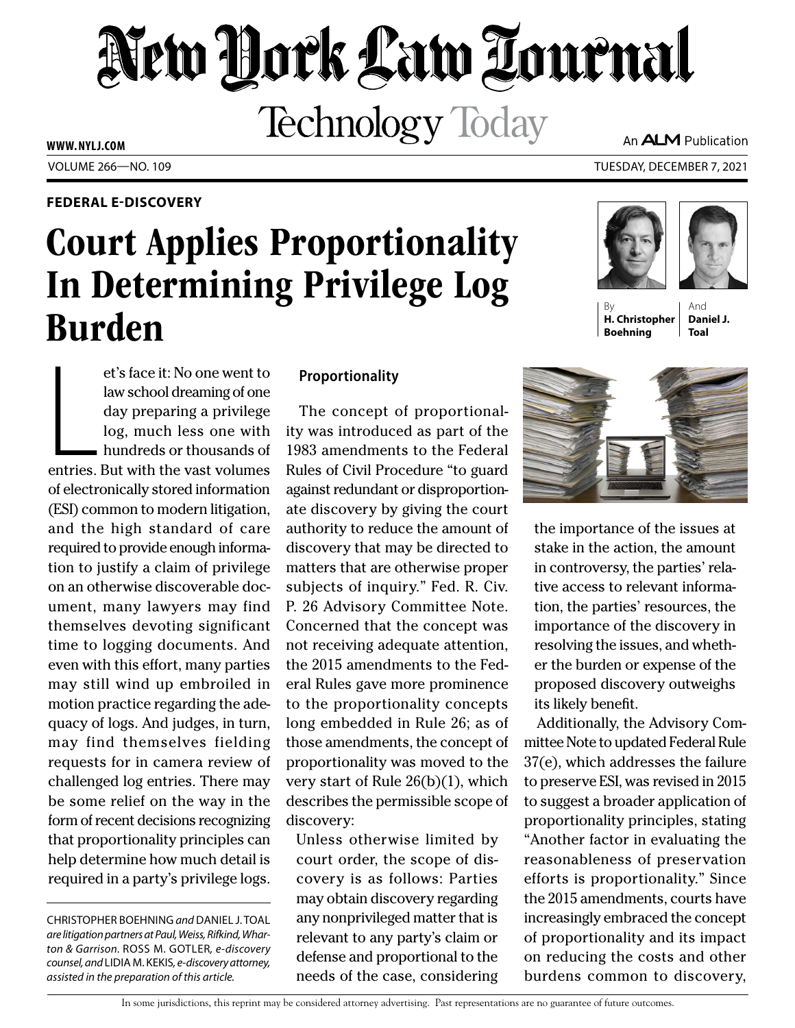# New York Law Journal

## Technology Today

**FEDERAL E-DISCOVERY**

# Court Applies Proportionality In Determining Privilege Log Burden

By **H. Christopher Boehning** And **Daniel J. Toal**

Let's face it: No one went to law school dreaming of one day preparing a privilege log, much less one with hundreds or thousands of entries. But with the vast volumes of electronically stored information (ESI) common to modern litigation, and the high standard of care required to provide enough information to justify a claim of privilege on an otherwise discoverable document, many lawyers may find themselves devoting significant time to logging documents. And even with this effort, many parties may still wind up embroiled in motion practice regarding the adequacy of logs. And judges, in turn, may find themselves fielding requests for in camera review of challenged log entries. There may be some relief on the way in the form of recent decisions recognizing that proportionality principles can help determine how much detail is required in a party's privilege logs.

CHRISTOPHER BOEHNING *and* DANIEL J. TOAL *are litigation partners at Paul, Weiss, Rifkind, Wharton & Garrison.* ROSS M. GOTLER, *e-discovery counsel, and* LIDIA M. KEKIS, *e-discovery attorney, assisted in the preparation of this article.*

### Proportionality

The concept of proportionality was introduced as part of the 1983 amendments to the Federal Rules of Civil Procedure "to guard against redundant or disproportionate discovery by giving the court authority to reduce the amount of discovery that may be directed to matters that are otherwise proper subjects of inquiry." Fed. R. Civ. P. 26 Advisory Committee Note. Concerned that the concept was not receiving adequate attention, the 2015 amendments to the Federal Rules gave more prominence to the proportionality concepts long embedded in Rule 26; as of those amendments, the concept of proportionality was moved to the very start of Rule 26(b)(1), which describes the permissible scope of discovery:

> Unless otherwise limited by court order, the scope of discovery is as follows: Parties may obtain discovery regarding any nonprivileged matter that is relevant to any party's claim or defense and proportional to the needs of the case, considering the importance of the issues at stake in the action, the amount in controversy, the parties' relative access to relevant information, the parties' resources, the importance of the discovery in resolving the issues, and whether the burden or expense of the proposed discovery outweighs its likely benefit.

Additionally, the Advisory Committee Note to updated Federal Rule 37(e), which addresses the failure to preserve ESI, was revised in 2015 to suggest a broader application of proportionality principles, stating "Another factor in evaluating the reasonableness of preservation efforts is proportionality." Since the 2015 amendments, courts have increasingly embraced the concept of proportionality and its impact on reducing the costs and other burdens common to discovery,

In some jurisdictions, this reprint may be considered attorney advertising. Past representations are no guarantee of future outcomes.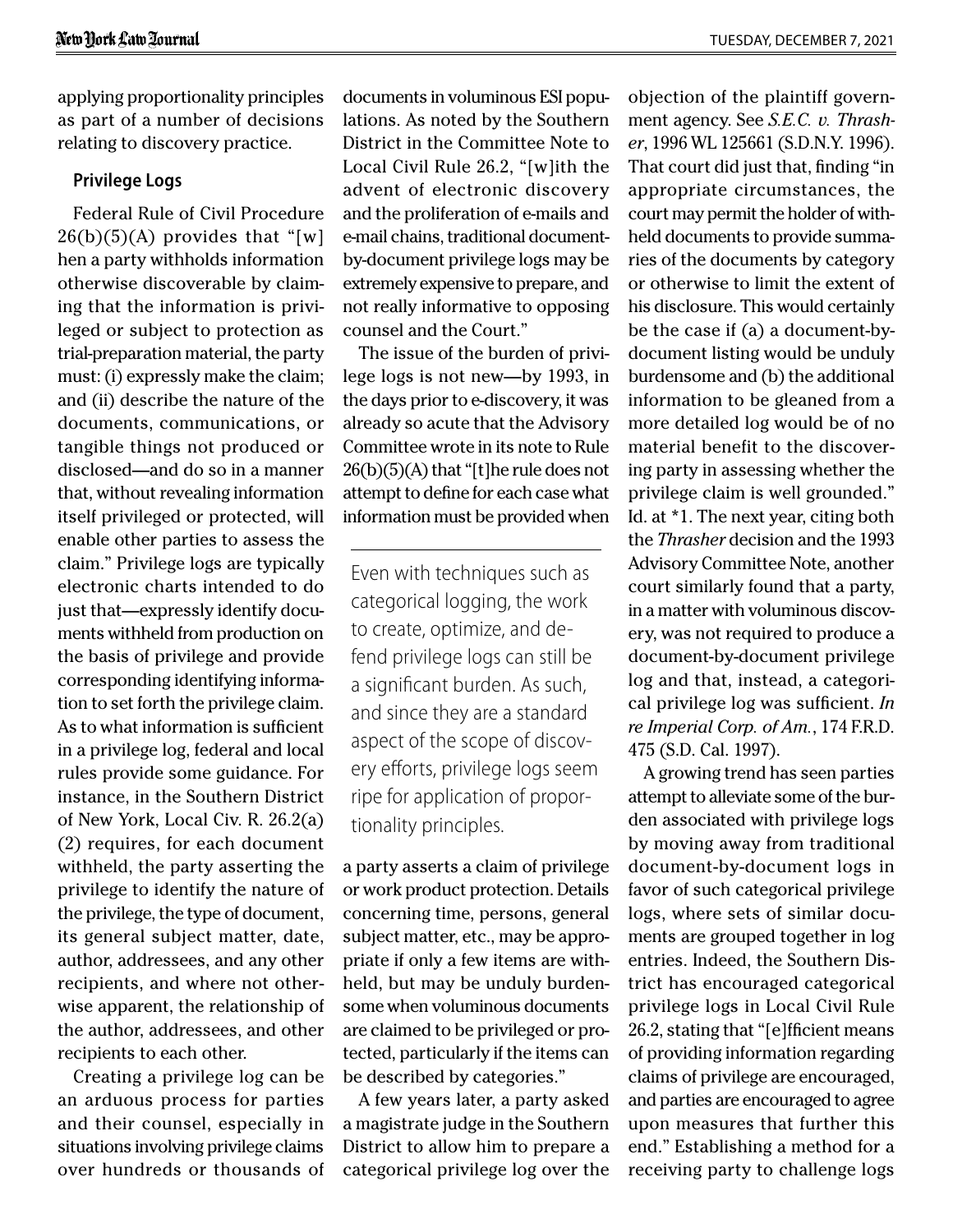applying proportionality principles as part of a number of decisions relating to discovery practice.

### Privilege Logs

Federal Rule of Civil Procedure 26(b)(5)(A) provides that "[w]hen a party withholds information otherwise discoverable by claiming that the information is privileged or subject to protection as trial-preparation material, the party must: (i) expressly make the claim; and (ii) describe the nature of the documents, communications, or tangible things not produced or disclosed—and do so in a manner that, without revealing information itself privileged or protected, will enable other parties to assess the claim." Privilege logs are typically electronic charts intended to do just that—expressly identify documents withheld from production on the basis of privilege and provide corresponding identifying information to set forth the privilege claim. As to what information is sufficient in a privilege log, federal and local rules provide some guidance. For instance, in the Southern District of New York, Local Civ. R. 26.2(a)(2) requires, for each document withheld, the party asserting the privilege to identify the nature of the privilege, the type of document, its general subject matter, date, author, addressees, and any other recipients, and where not otherwise apparent, the relationship of the author, addressees, and other recipients to each other.

Creating a privilege log can be an arduous process for parties and their counsel, especially in situations involving privilege claims over hundreds or thousands of documents in voluminous ESI populations. As noted by the Southern District in the Committee Note to Local Civil Rule 26.2, "[w]ith the advent of electronic discovery and the proliferation of e-mails and e-mail chains, traditional document-by-document privilege logs may be extremely expensive to prepare, and not really informative to opposing counsel and the Court."

The issue of the burden of privilege logs is not new—by 1993, in the days prior to e-discovery, it was already so acute that the Advisory Committee wrote in its note to Rule 26(b)(5)(A) that "[t]he rule does not attempt to define for each case what information must be provided when a party asserts a claim of privilege or work product protection. Details concerning time, persons, general subject matter, etc., may be appropriate if only a few items are withheld, but may be unduly burdensome when voluminous documents are claimed to be privileged or protected, particularly if the items can be described by categories."

> Even with techniques such as categorical logging, the work to create, optimize, and defend privilege logs can still be a significant burden. As such, and since they are a standard aspect of the scope of discovery efforts, privilege logs seem ripe for application of proportionality principles.

A few years later, a party asked a magistrate judge in the Southern District to allow him to prepare a categorical privilege log over the objection of the plaintiff government agency. See *S.E.C. v. Thrasher*, 1996 WL 125661 (S.D.N.Y. 1996). That court did just that, finding "in appropriate circumstances, the court may permit the holder of withheld documents to provide summaries of the documents by category or otherwise to limit the extent of his disclosure. This would certainly be the case if (a) a document-by-document listing would be unduly burdensome and (b) the additional information to be gleaned from a more detailed log would be of no material benefit to the discovering party in assessing whether the privilege claim is well grounded." Id. at *1. The next year, citing both the *Thrasher* decision and the 1993 Advisory Committee Note, another court similarly found that a party, in a matter with voluminous discovery, was not required to produce a document-by-document privilege log and that, instead, a categorical privilege log was sufficient. *In re Imperial Corp. of Am.*, 174 F.R.D. 475 (S.D. Cal. 1997).

A growing trend has seen parties attempt to alleviate some of the burden associated with privilege logs by moving away from traditional document-by-document logs in favor of such categorical privilege logs, where sets of similar documents are grouped together in log entries. Indeed, the Southern District has encouraged categorical privilege logs in Local Civil Rule 26.2, stating that "[e]fficient means of providing information regarding claims of privilege are encouraged, and parties are encouraged to agree upon measures that further this end." Establishing a method for a receiving party to challenge logs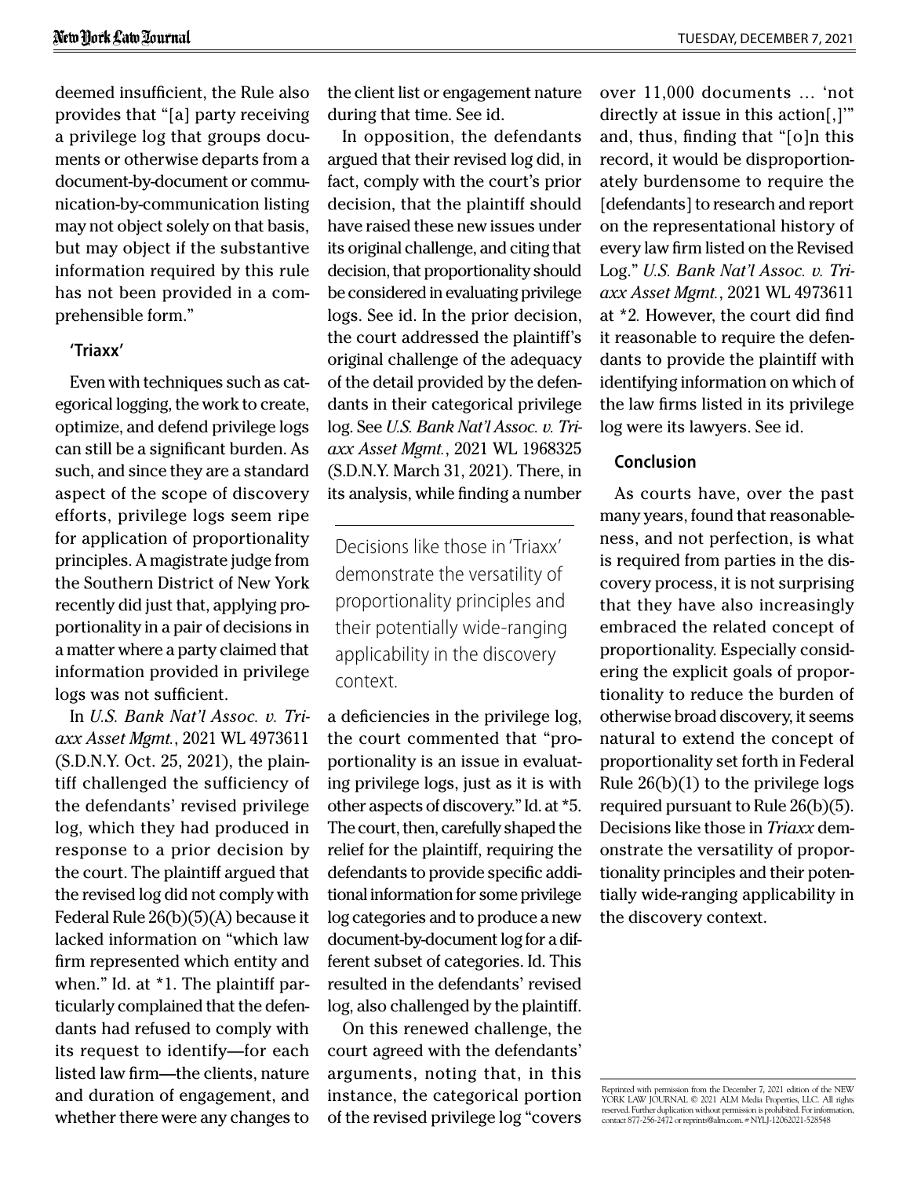deemed insufficient, the Rule also provides that "[a] party receiving a privilege log that groups documents or otherwise departs from a document-by-document or communication-by-communication listing may not object solely on that basis, but may object if the substantive information required by this rule has not been provided in a comprehensible form."

### 'Triaxx'

Even with techniques such as categorical logging, the work to create, optimize, and defend privilege logs can still be a significant burden. As such, and since they are a standard aspect of the scope of discovery efforts, privilege logs seem ripe for application of proportionality principles. A magistrate judge from the Southern District of New York recently did just that, applying proportionality in a pair of decisions in a matter where a party claimed that information provided in privilege logs was not sufficient.

In *U.S. Bank Nat'l Assoc. v. Triaxx Asset Mgmt.*, 2021 WL 4973611 (S.D.N.Y. Oct. 25, 2021), the plaintiff challenged the sufficiency of the defendants' revised privilege log, which they had produced in response to a prior decision by the court. The plaintiff argued that the revised log did not comply with Federal Rule 26(b)(5)(A) because it lacked information on "which law firm represented which entity and when." Id. at *1. The plaintiff particularly complained that the defendants had refused to comply with its request to identify—for each listed law firm—the clients, nature and duration of engagement, and whether there were any changes to the client list or engagement nature during that time. See id.

In opposition, the defendants argued that their revised log did, in fact, comply with the court's prior decision, that the plaintiff should have raised these new issues under its original challenge, and citing that decision, that proportionality should be considered in evaluating privilege logs. See id. In the prior decision, the court addressed the plaintiff's original challenge of the adequacy of the detail provided by the defendants in their categorical privilege log. See *U.S. Bank Nat'l Assoc. v. Triaxx Asset Mgmt.*, 2021 WL 1968325 (S.D.N.Y. March 31, 2021). There, in its analysis, while finding a number a deficiencies in the privilege log, the court commented that "proportionality is an issue in evaluating privilege logs, just as it is with other aspects of discovery." Id. at *5. The court, then, carefully shaped the relief for the plaintiff, requiring the defendants to provide specific additional information for some privilege log categories and to produce a new document-by-document log for a different subset of categories. Id. This resulted in the defendants' revised log, also challenged by the plaintiff.

> Decisions like those in 'Triaxx' demonstrate the versatility of proportionality principles and their potentially wide-ranging applicability in the discovery context.

On this renewed challenge, the court agreed with the defendants' arguments, noting that, in this instance, the categorical portion of the revised privilege log "covers over 11,000 documents … 'not directly at issue in this action[,]'" and, thus, finding that "[o]n this record, it would be disproportionately burdensome to require the [defendants] to research and report on the representational history of every law firm listed on the Revised Log." *U.S. Bank Nat'l Assoc. v. Triaxx Asset Mgmt.*, 2021 WL 4973611 at *2. However, the court did find it reasonable to require the defendants to provide the plaintiff with identifying information on which of the law firms listed in its privilege log were its lawyers. See id.

### Conclusion

As courts have, over the past many years, found that reasonableness, and not perfection, is what is required from parties in the discovery process, it is not surprising that they have also increasingly embraced the related concept of proportionality. Especially considering the explicit goals of proportionality to reduce the burden of otherwise broad discovery, it seems natural to extend the concept of proportionality set forth in Federal Rule 26(b)(1) to the privilege logs required pursuant to Rule 26(b)(5). Decisions like those in *Triaxx* demonstrate the versatility of proportionality principles and their potentially wide-ranging applicability in the discovery context.

Reprinted with permission from the December 7, 2021 edition of the NEW YORK LAW JOURNAL © 2021 ALM Media Properties, LLC. All rights reserved. Further duplication without permission is prohibited. For information, contact 877-256-2472 or reprints@alm.com. # NYLJ-12062021-528548